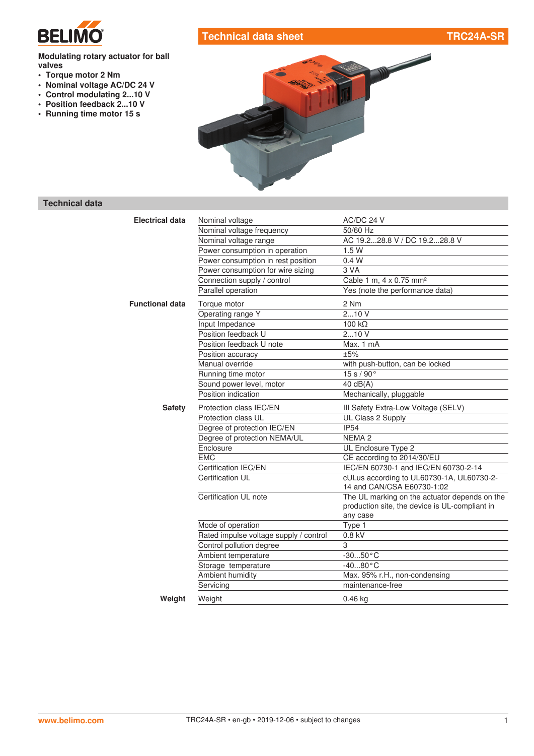BELIMO

# Technical data sheet TRC24A-SR

**Modulating rotary actuator for ball valves**

- **Torque motor 2 Nm**
- **Nominal voltage AC/DC 24 V**
- **Control modulating 2...10 V**
- **Position feedback 2...10 V**
- **Running time motor 15 s**

## Technical data

| | | |
|---|---|---|
| **Electrical data** | Nominal voltage | AC/DC 24 V |
| | Nominal voltage frequency | 50/60 Hz |
| | Nominal voltage range | AC 19.2...28.8 V / DC 19.2...28.8 V |
| | Power consumption in operation | 1.5 W |
| | Power consumption in rest position | 0.4 W |
| | Power consumption for wire sizing | 3 VA |
| | Connection supply / control | Cable 1 m, 4 x 0.75 mm² |
| | Parallel operation | Yes (note the performance data) |
| **Functional data** | Torque motor | 2 Nm |
| | Operating range Y | 2...10 V |
| | Input Impedance | 100 kΩ |
| | Position feedback U | 2...10 V |
| | Position feedback U note | Max. 1 mA |
| | Position accuracy | ±5% |
| | Manual override | with push-button, can be locked |
| | Running time motor | 15 s / 90° |
| | Sound power level, motor | 40 dB(A) |
| | Position indication | Mechanically, pluggable |
| **Safety** | Protection class IEC/EN | III Safety Extra-Low Voltage (SELV) |
| | Protection class UL | UL Class 2 Supply |
| | Degree of protection IEC/EN | IP54 |
| | Degree of protection NEMA/UL | NEMA 2 |
| | Enclosure | UL Enclosure Type 2 |
| | EMC | CE according to 2014/30/EU |
| | Certification IEC/EN | IEC/EN 60730-1 and IEC/EN 60730-2-14 |
| | Certification UL | cULus according to UL60730-1A, UL60730-2-14 and CAN/CSA E60730-1:02 |
| | Certification UL note | The UL marking on the actuator depends on the production site, the device is UL-compliant in any case |
| | Mode of operation | Type 1 |
| | Rated impulse voltage supply / control | 0.8 kV |
| | Control pollution degree | 3 |
| | Ambient temperature | -30...50°C |
| | Storage temperature | -40...80°C |
| | Ambient humidity | Max. 95% r.H., non-condensing |
| | Servicing | maintenance-free |
| **Weight** | Weight | 0.46 kg |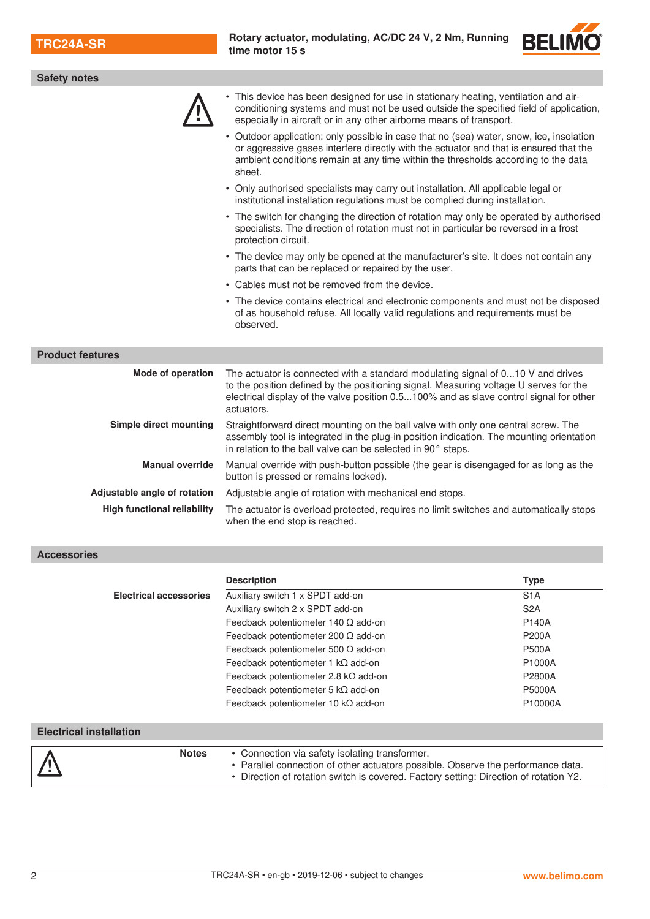## Safety notes

- This device has been designed for use in stationary heating, ventilation and air-conditioning systems and must not be used outside the specified field of application, especially in aircraft or in any other airborne means of transport.
- Outdoor application: only possible in case that no (sea) water, snow, ice, insolation or aggressive gases interfere directly with the actuator and that is ensured that the ambient conditions remain at any time within the thresholds according to the data sheet.
- Only authorised specialists may carry out installation. All applicable legal or institutional installation regulations must be complied during installation.
- The switch for changing the direction of rotation may only be operated by authorised specialists. The direction of rotation must not in particular be reversed in a frost protection circuit.
- The device may only be opened at the manufacturer's site. It does not contain any parts that can be replaced or repaired by the user.
- Cables must not be removed from the device.
- The device contains electrical and electronic components and must not be disposed of as household refuse. All locally valid regulations and requirements must be observed.

## Product features

**Mode of operation**
The actuator is connected with a standard modulating signal of 0...10 V and drives to the position defined by the positioning signal. Measuring voltage U serves for the electrical display of the valve position 0.5...100% and as slave control signal for other actuators.

**Simple direct mounting**
Straightforward direct mounting on the ball valve with only one central screw. The assembly tool is integrated in the plug-in position indication. The mounting orientation in relation to the ball valve can be selected in 90° steps.

**Manual override**
Manual override with push-button possible (the gear is disengaged for as long as the button is pressed or remains locked).

**Adjustable angle of rotation**
Adjustable angle of rotation with mechanical end stops.

**High functional reliability**
The actuator is overload protected, requires no limit switches and automatically stops when the end stop is reached.

## Accessories

| | Description | Type |
|---|---|---|
| **Electrical accessories** | Auxiliary switch 1 x SPDT add-on | S1A |
| | Auxiliary switch 2 x SPDT add-on | S2A |
| | Feedback potentiometer 140 Ω add-on | P140A |
| | Feedback potentiometer 200 Ω add-on | P200A |
| | Feedback potentiometer 500 Ω add-on | P500A |
| | Feedback potentiometer 1 kΩ add-on | P1000A |
| | Feedback potentiometer 2.8 kΩ add-on | P2800A |
| | Feedback potentiometer 5 kΩ add-on | P5000A |
| | Feedback potentiometer 10 kΩ add-on | P10000A |

## Electrical installation

**Notes**

- Connection via safety isolating transformer.
- Parallel connection of other actuators possible. Observe the performance data.
- Direction of rotation switch is covered. Factory setting: Direction of rotation Y2.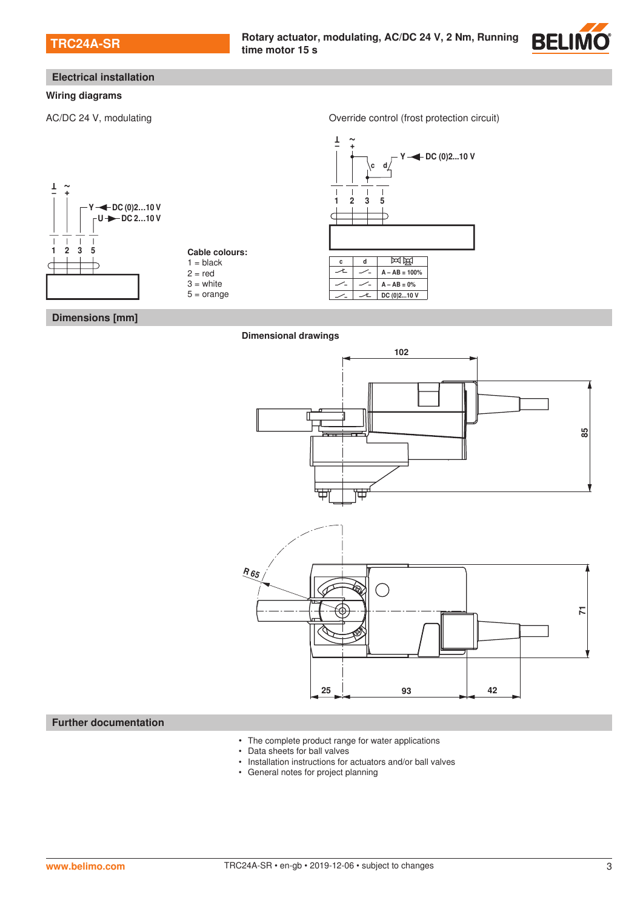## Electrical installation

### Wiring diagrams

AC/DC 24 V, modulating

⊥ –
~ +

Y ◄ DC (0)2...10 V
U ► DC 2...10 V

1 2 3 5

**Cable colours:**
1 = black
2 = red
3 = white
5 = orange

Override control (frost protection circuit)

⊥ –
~ +

c d

Y ◄ DC (0)2...10 V

1 2 3 5

| c | d | |
|---|---|---|
| closed | open | A – AB = 100% |
| open | open | A – AB = 0% |
| open | closed | DC (0)2...10 V |

## Dimensions [mm]

### Dimensional drawings

102
85
R 65
71
25
93
42

## Further documentation

- The complete product range for water applications
- Data sheets for ball valves
- Installation instructions for actuators and/or ball valves
- General notes for project planning